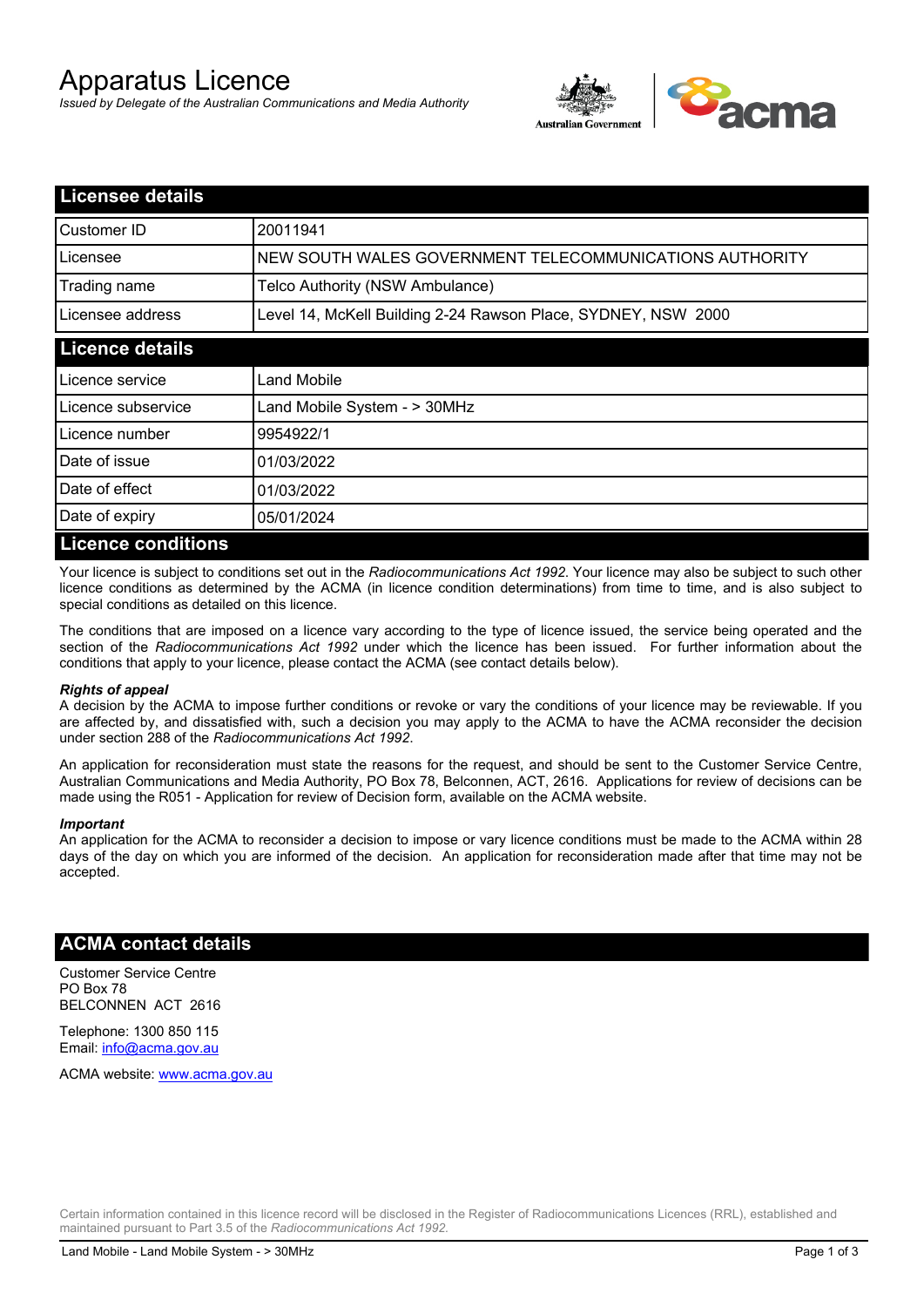# Apparatus Licence

*Issued by Delegate of the Australian Communications and Media Authority*

## Licensee details

| | |
|---|---|
| Customer ID | 20011941 |
| Licensee | NEW SOUTH WALES GOVERNMENT TELECOMMUNICATIONS AUTHORITY |
| Trading name | Telco Authority (NSW Ambulance) |
| Licensee address | Level 14, McKell Building 2-24 Rawson Place, SYDNEY, NSW 2000 |

## Licence details

| | |
|---|---|
| Licence service | Land Mobile |
| Licence subservice | Land Mobile System - > 30MHz |
| Licence number | 9954922/1 |
| Date of issue | 01/03/2022 |
| Date of effect | 01/03/2022 |
| Date of expiry | 05/01/2024 |

## Licence conditions

Your licence is subject to conditions set out in the *Radiocommunications Act 1992*. Your licence may also be subject to such other licence conditions as determined by the ACMA (in licence condition determinations) from time to time, and is also subject to special conditions as detailed on this licence.

The conditions that are imposed on a licence vary according to the type of licence issued, the service being operated and the section of the *Radiocommunications Act 1992* under which the licence has been issued. For further information about the conditions that apply to your licence, please contact the ACMA (see contact details below).

***Rights of appeal***

A decision by the ACMA to impose further conditions or revoke or vary the conditions of your licence may be reviewable. If you are affected by, and dissatisfied with, such a decision you may apply to the ACMA to have the ACMA reconsider the decision under section 288 of the *Radiocommunications Act 1992*.

An application for reconsideration must state the reasons for the request, and should be sent to the Customer Service Centre, Australian Communications and Media Authority, PO Box 78, Belconnen, ACT, 2616. Applications for review of decisions can be made using the R051 - Application for review of Decision form, available on the ACMA website.

***Important***

An application for the ACMA to reconsider a decision to impose or vary licence conditions must be made to the ACMA within 28 days of the day on which you are informed of the decision. An application for reconsideration made after that time may not be accepted.

## ACMA contact details

Customer Service Centre
PO Box 78
BELCONNEN ACT 2616

Telephone: 1300 850 115
Email: info@acma.gov.au

ACMA website: www.acma.gov.au

Certain information contained in this licence record will be disclosed in the Register of Radiocommunications Licences (RRL), established and maintained pursuant to Part 3.5 of the *Radiocommunications Act 1992.*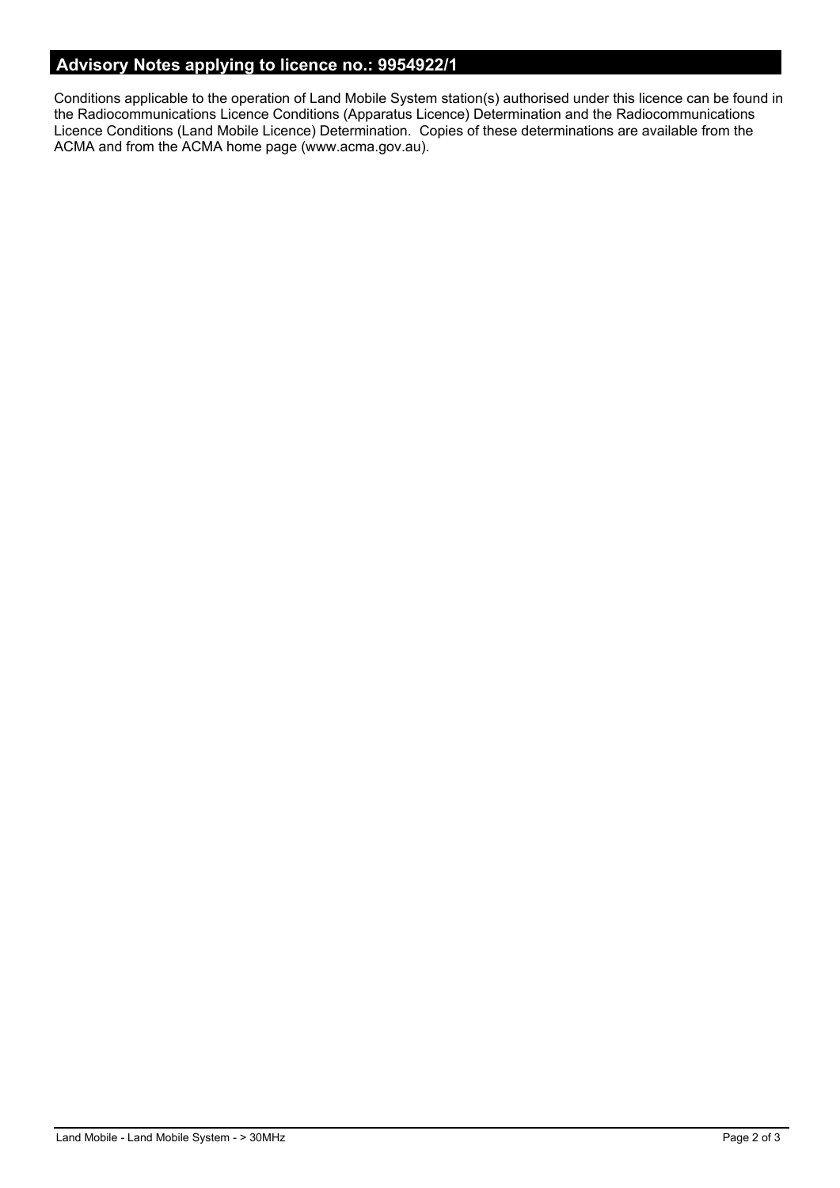## Advisory Notes applying to licence no.: 9954922/1

Conditions applicable to the operation of Land Mobile System station(s) authorised under this licence can be found in the Radiocommunications Licence Conditions (Apparatus Licence) Determination and the Radiocommunications Licence Conditions (Land Mobile Licence) Determination. Copies of these determinations are available from the ACMA and from the ACMA home page (www.acma.gov.au).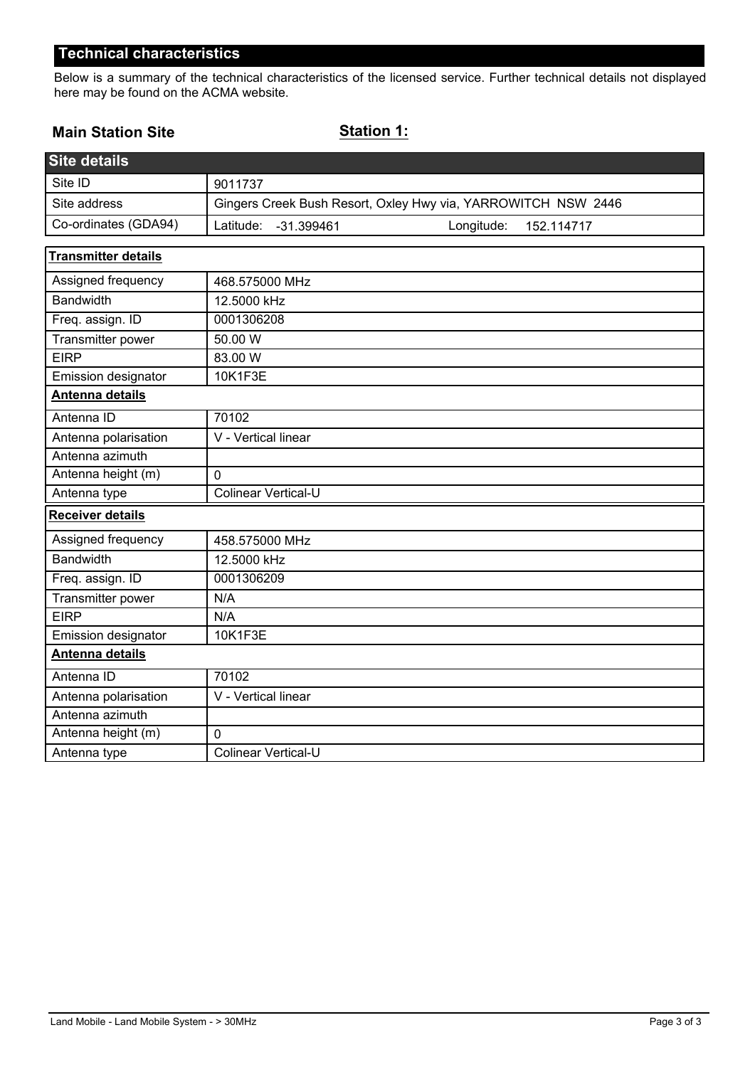## Technical characteristics

Below is a summary of the technical characteristics of the licensed service. Further technical details not displayed here may be found on the ACMA website.

**Main Station Site** **Station 1:**

| Site details | |
|---|---|
| Site ID | 9011737 |
| Site address | Gingers Creek Bush Resort, Oxley Hwy via, YARROWITCH NSW 2446 |
| Co-ordinates (GDA94) | Latitude: -31.399461 Longitude: 152.114717 |

| Transmitter details | |
|---|---|
| Assigned frequency | 468.575000 MHz |
| Bandwidth | 12.5000 kHz |
| Freq. assign. ID | 0001306208 |
| Transmitter power | 50.00 W |
| EIRP | 83.00 W |
| Emission designator | 10K1F3E |
| **Antenna details** | |
| Antenna ID | 70102 |
| Antenna polarisation | V - Vertical linear |
| Antenna azimuth | |
| Antenna height (m) | 0 |
| Antenna type | Colinear Vertical-U |

| Receiver details | |
|---|---|
| Assigned frequency | 458.575000 MHz |
| Bandwidth | 12.5000 kHz |
| Freq. assign. ID | 0001306209 |
| Transmitter power | N/A |
| EIRP | N/A |
| Emission designator | 10K1F3E |
| **Antenna details** | |
| Antenna ID | 70102 |
| Antenna polarisation | V - Vertical linear |
| Antenna azimuth | |
| Antenna height (m) | 0 |
| Antenna type | Colinear Vertical-U |